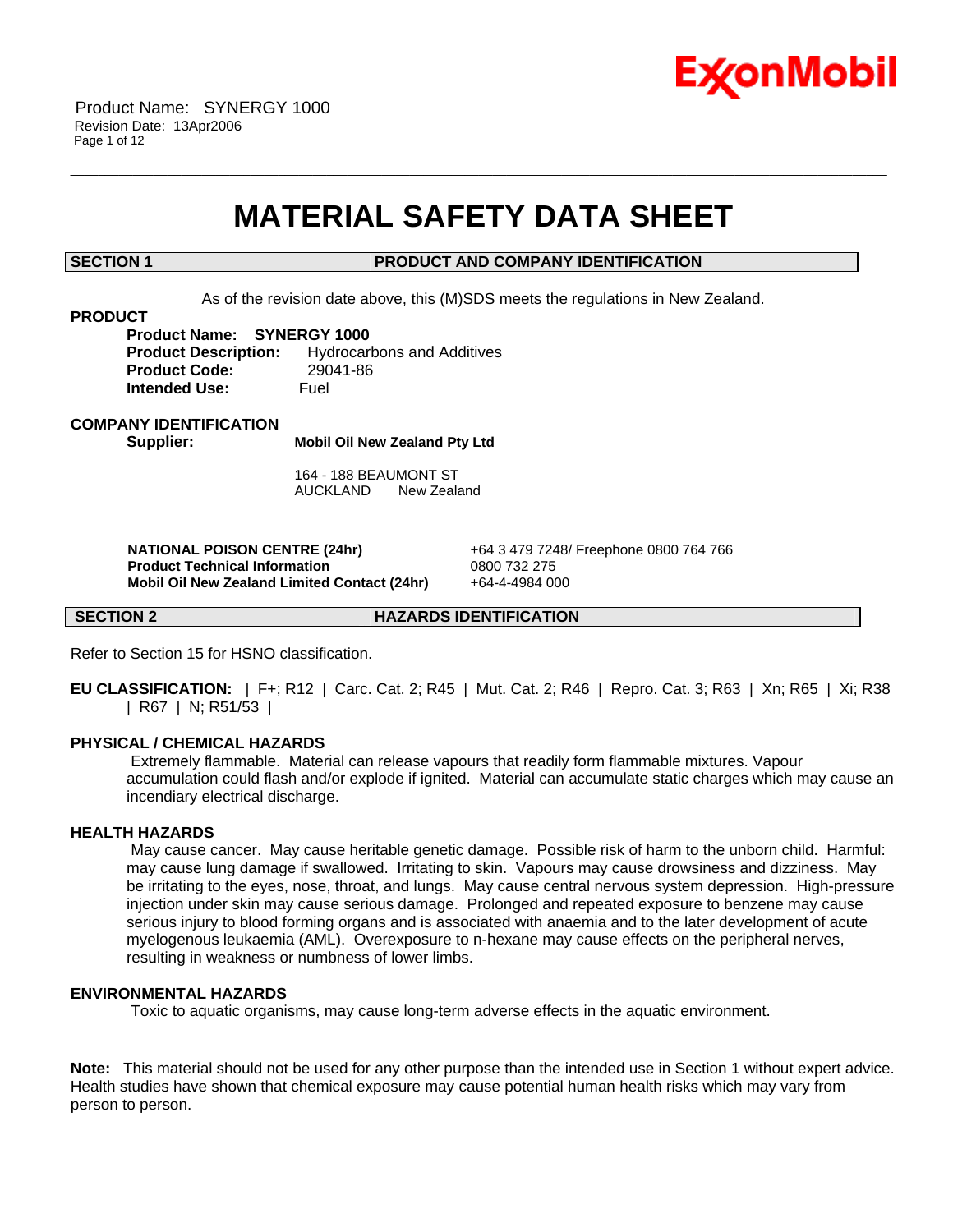# MATERIAL SAFETY DATA SHEET

## SECTION 1 PRODUCT AND COMPANY IDENTIFICATION

As of the revision date above, this (M)SDS meets the regulations in New Zealand.

**PRODUCT**

**Product Name: SYNERGY 1000**
**Product Description:** Hydrocarbons and Additives
**Product Code:** 29041-86
**Intended Use:** Fuel

**COMPANY IDENTIFICATION**

**Supplier:** **Mobil Oil New Zealand Pty Ltd**

164 - 188 BEAUMONT ST
AUCKLAND New Zealand

| | |
|---|---|
| **NATIONAL POISON CENTRE (24hr)** | +64 3 479 7248/ Freephone 0800 764 766 |
| **Product Technical Information** | 0800 732 275 |
| **Mobil Oil New Zealand Limited Contact (24hr)** | +64-4-4984 000 |

## SECTION 2 HAZARDS IDENTIFICATION

Refer to Section 15 for HSNO classification.

**EU CLASSIFICATION:** | F+; R12 | Carc. Cat. 2; R45 | Mut. Cat. 2; R46 | Repro. Cat. 3; R63 | Xn; R65 | Xi; R38 | R67 | N; R51/53 |

**PHYSICAL / CHEMICAL HAZARDS**

Extremely flammable. Material can release vapours that readily form flammable mixtures. Vapour accumulation could flash and/or explode if ignited. Material can accumulate static charges which may cause an incendiary electrical discharge.

**HEALTH HAZARDS**

May cause cancer. May cause heritable genetic damage. Possible risk of harm to the unborn child. Harmful: may cause lung damage if swallowed. Irritating to skin. Vapours may cause drowsiness and dizziness. May be irritating to the eyes, nose, throat, and lungs. May cause central nervous system depression. High-pressure injection under skin may cause serious damage. Prolonged and repeated exposure to benzene may cause serious injury to blood forming organs and is associated with anaemia and to the later development of acute myelogenous leukaemia (AML). Overexposure to n-hexane may cause effects on the peripheral nerves, resulting in weakness or numbness of lower limbs.

**ENVIRONMENTAL HAZARDS**

Toxic to aquatic organisms, may cause long-term adverse effects in the aquatic environment.

**Note:** This material should not be used for any other purpose than the intended use in Section 1 without expert advice. Health studies have shown that chemical exposure may cause potential human health risks which may vary from person to person.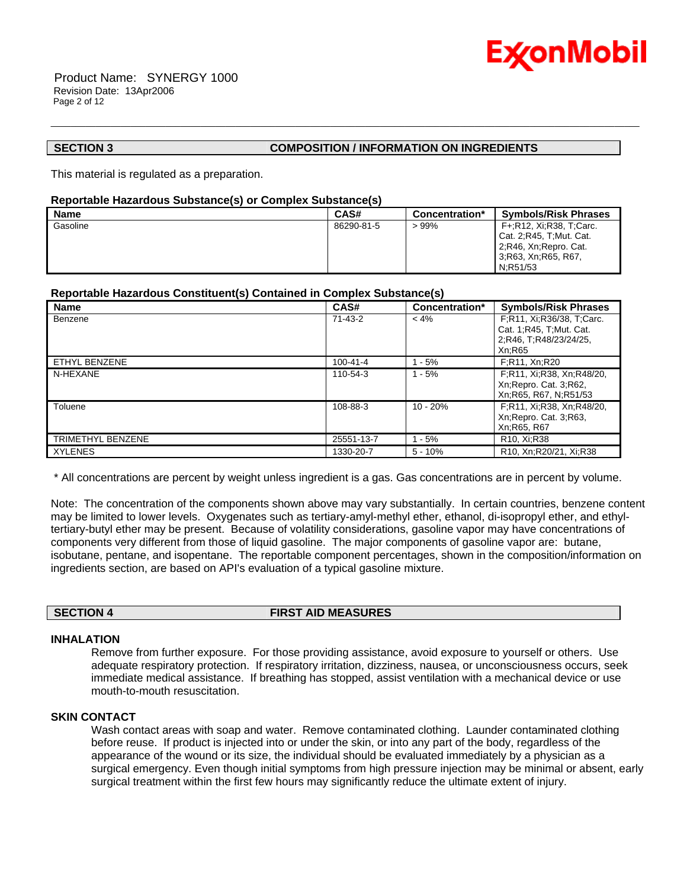## SECTION 3 COMPOSITION / INFORMATION ON INGREDIENTS

This material is regulated as a preparation.

**Reportable Hazardous Substance(s) or Complex Substance(s)**

| Name | CAS# | Concentration* | Symbols/Risk Phrases |
|---|---|---|---|
| Gasoline | 86290-81-5 | > 99% | F+;R12, Xi;R38, T;Carc. Cat. 2;R45, T;Mut. Cat. 2;R46, Xn;Repro. Cat. 3;R63, Xn;R65, R67, N;R51/53 |

**Reportable Hazardous Constituent(s) Contained in Complex Substance(s)**

| Name | CAS# | Concentration* | Symbols/Risk Phrases |
|---|---|---|---|
| Benzene | 71-43-2 | < 4% | F;R11, Xi;R36/38, T;Carc. Cat. 1;R45, T;Mut. Cat. 2;R46, T;R48/23/24/25, Xn;R65 |
| ETHYL BENZENE | 100-41-4 | 1 - 5% | F;R11, Xn;R20 |
| N-HEXANE | 110-54-3 | 1 - 5% | F;R11, Xi;R38, Xn;R48/20, Xn;Repro. Cat. 3;R62, Xn;R65, R67, N;R51/53 |
| Toluene | 108-88-3 | 10 - 20% | F;R11, Xi;R38, Xn;R48/20, Xn;Repro. Cat. 3;R63, Xn;R65, R67 |
| TRIMETHYL BENZENE | 25551-13-7 | 1 - 5% | R10, Xi;R38 |
| XYLENES | 1330-20-7 | 5 - 10% | R10, Xn;R20/21, Xi;R38 |

* All concentrations are percent by weight unless ingredient is a gas. Gas concentrations are in percent by volume.

Note: The concentration of the components shown above may vary substantially. In certain countries, benzene content may be limited to lower levels. Oxygenates such as tertiary-amyl-methyl ether, ethanol, di-isopropyl ether, and ethyl-tertiary-butyl ether may be present. Because of volatility considerations, gasoline vapor may have concentrations of components very different from those of liquid gasoline. The major components of gasoline vapor are: butane, isobutane, pentane, and isopentane. The reportable component percentages, shown in the composition/information on ingredients section, are based on API's evaluation of a typical gasoline mixture.

## SECTION 4 FIRST AID MEASURES

### INHALATION

Remove from further exposure. For those providing assistance, avoid exposure to yourself or others. Use adequate respiratory protection. If respiratory irritation, dizziness, nausea, or unconsciousness occurs, seek immediate medical assistance. If breathing has stopped, assist ventilation with a mechanical device or use mouth-to-mouth resuscitation.

### SKIN CONTACT

Wash contact areas with soap and water. Remove contaminated clothing. Launder contaminated clothing before reuse. If product is injected into or under the skin, or into any part of the body, regardless of the appearance of the wound or its size, the individual should be evaluated immediately by a physician as a surgical emergency. Even though initial symptoms from high pressure injection may be minimal or absent, early surgical treatment within the first few hours may significantly reduce the ultimate extent of injury.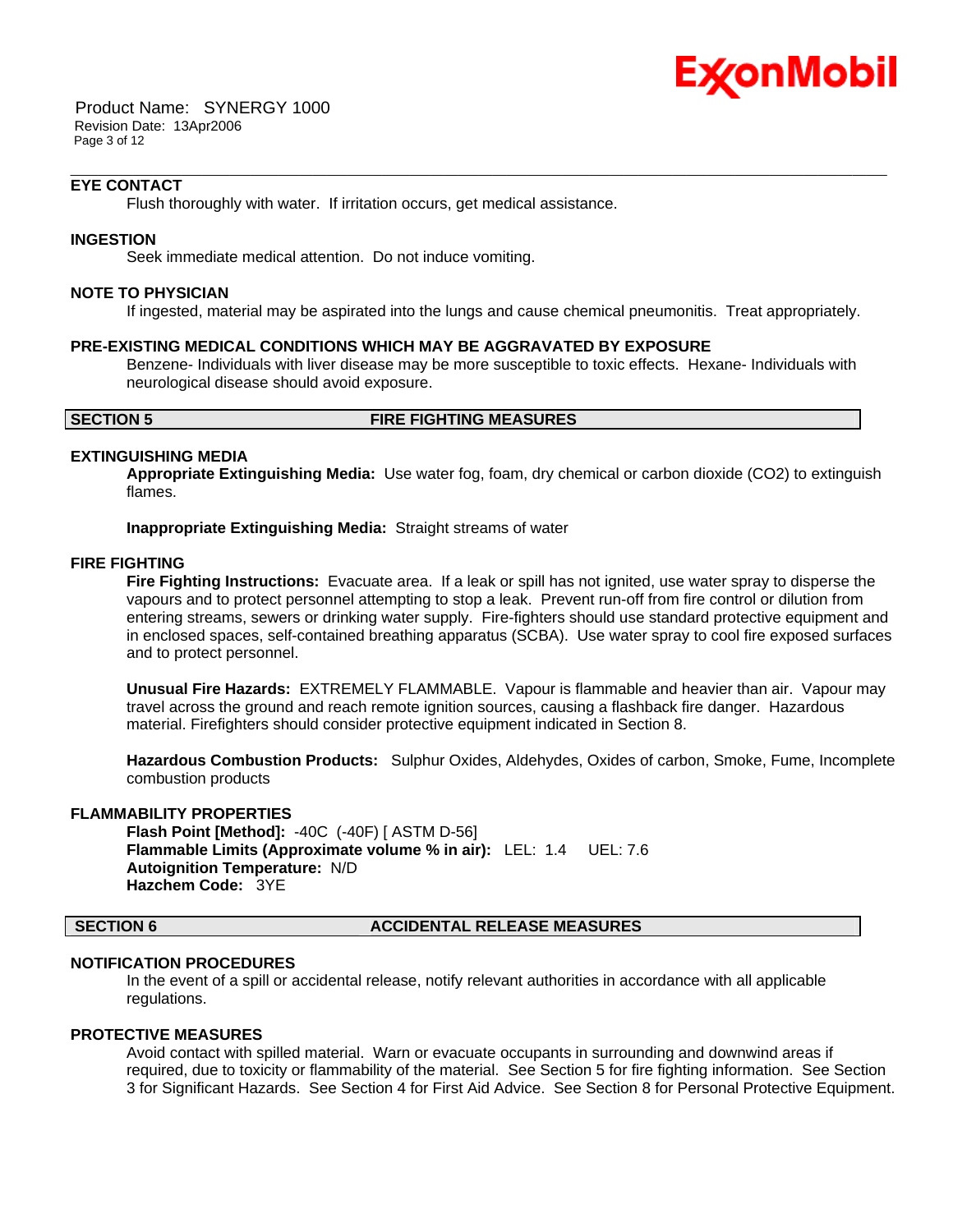### EYE CONTACT

Flush thoroughly with water. If irritation occurs, get medical assistance.

### INGESTION

Seek immediate medical attention. Do not induce vomiting.

### NOTE TO PHYSICIAN

If ingested, material may be aspirated into the lungs and cause chemical pneumonitis. Treat appropriately.

### PRE-EXISTING MEDICAL CONDITIONS WHICH MAY BE AGGRAVATED BY EXPOSURE

Benzene- Individuals with liver disease may be more susceptible to toxic effects. Hexane- Individuals with neurological disease should avoid exposure.

## SECTION 5 FIRE FIGHTING MEASURES

### EXTINGUISHING MEDIA

**Appropriate Extinguishing Media:** Use water fog, foam, dry chemical or carbon dioxide ($CO_2$) to extinguish flames.

**Inappropriate Extinguishing Media:** Straight streams of water

### FIRE FIGHTING

**Fire Fighting Instructions:** Evacuate area. If a leak or spill has not ignited, use water spray to disperse the vapours and to protect personnel attempting to stop a leak. Prevent run-off from fire control or dilution from entering streams, sewers or drinking water supply. Fire-fighters should use standard protective equipment and in enclosed spaces, self-contained breathing apparatus (SCBA). Use water spray to cool fire exposed surfaces and to protect personnel.

**Unusual Fire Hazards:** EXTREMELY FLAMMABLE. Vapour is flammable and heavier than air. Vapour may travel across the ground and reach remote ignition sources, causing a flashback fire danger. Hazardous material. Firefighters should consider protective equipment indicated in Section 8.

**Hazardous Combustion Products:** Sulphur Oxides, Aldehydes, Oxides of carbon, Smoke, Fume, Incomplete combustion products

### FLAMMABILITY PROPERTIES

**Flash Point [Method]:** -40C (-40F) [ ASTM D-56]
**Flammable Limits (Approximate volume % in air):** LEL: 1.4 UEL: 7.6
**Autoignition Temperature:** N/D
**Hazchem Code:** 3YE

## SECTION 6 ACCIDENTAL RELEASE MEASURES

### NOTIFICATION PROCEDURES

In the event of a spill or accidental release, notify relevant authorities in accordance with all applicable regulations.

### PROTECTIVE MEASURES

Avoid contact with spilled material. Warn or evacuate occupants in surrounding and downwind areas if required, due to toxicity or flammability of the material. See Section 5 for fire fighting information. See Section 3 for Significant Hazards. See Section 4 for First Aid Advice. See Section 8 for Personal Protective Equipment.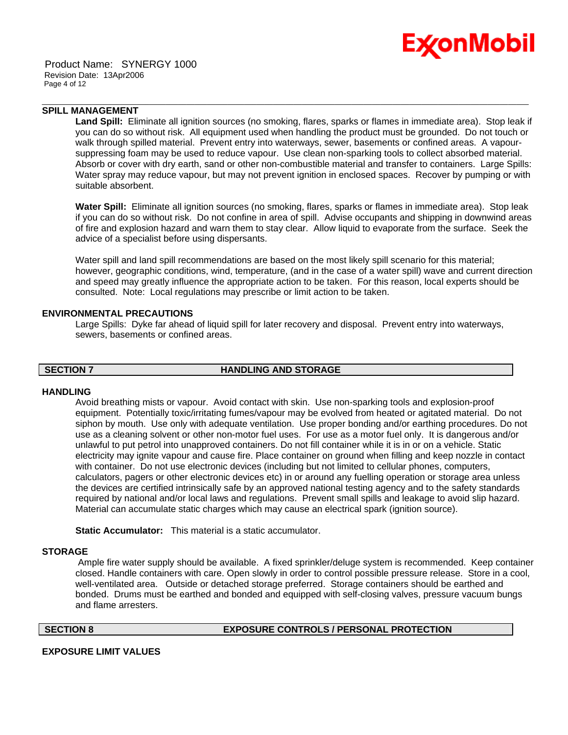### SPILL MANAGEMENT

**Land Spill:** Eliminate all ignition sources (no smoking, flares, sparks or flames in immediate area). Stop leak if you can do so without risk. All equipment used when handling the product must be grounded. Do not touch or walk through spilled material. Prevent entry into waterways, sewer, basements or confined areas. A vapour-suppressing foam may be used to reduce vapour. Use clean non-sparking tools to collect absorbed material. Absorb or cover with dry earth, sand or other non-combustible material and transfer to containers. Large Spills: Water spray may reduce vapour, but may not prevent ignition in enclosed spaces. Recover by pumping or with suitable absorbent.

**Water Spill:** Eliminate all ignition sources (no smoking, flares, sparks or flames in immediate area). Stop leak if you can do so without risk. Do not confine in area of spill. Advise occupants and shipping in downwind areas of fire and explosion hazard and warn them to stay clear. Allow liquid to evaporate from the surface. Seek the advice of a specialist before using dispersants.

Water spill and land spill recommendations are based on the most likely spill scenario for this material; however, geographic conditions, wind, temperature, (and in the case of a water spill) wave and current direction and speed may greatly influence the appropriate action to be taken. For this reason, local experts should be consulted. Note: Local regulations may prescribe or limit action to be taken.

### ENVIRONMENTAL PRECAUTIONS

Large Spills: Dyke far ahead of liquid spill for later recovery and disposal. Prevent entry into waterways, sewers, basements or confined areas.

## SECTION 7 HANDLING AND STORAGE

### HANDLING

Avoid breathing mists or vapour. Avoid contact with skin. Use non-sparking tools and explosion-proof equipment. Potentially toxic/irritating fumes/vapour may be evolved from heated or agitated material. Do not siphon by mouth. Use only with adequate ventilation. Use proper bonding and/or earthing procedures. Do not use as a cleaning solvent or other non-motor fuel uses. For use as a motor fuel only. It is dangerous and/or unlawful to put petrol into unapproved containers. Do not fill container while it is in or on a vehicle. Static electricity may ignite vapour and cause fire. Place container on ground when filling and keep nozzle in contact with container. Do not use electronic devices (including but not limited to cellular phones, computers, calculators, pagers or other electronic devices etc) in or around any fuelling operation or storage area unless the devices are certified intrinsically safe by an approved national testing agency and to the safety standards required by national and/or local laws and regulations. Prevent small spills and leakage to avoid slip hazard. Material can accumulate static charges which may cause an electrical spark (ignition source).

**Static Accumulator:** This material is a static accumulator.

### STORAGE

Ample fire water supply should be available. A fixed sprinkler/deluge system is recommended. Keep container closed. Handle containers with care. Open slowly in order to control possible pressure release. Store in a cool, well-ventilated area. Outside or detached storage preferred. Storage containers should be earthed and bonded. Drums must be earthed and bonded and equipped with self-closing valves, pressure vacuum bungs and flame arresters.

## SECTION 8 EXPOSURE CONTROLS / PERSONAL PROTECTION

### EXPOSURE LIMIT VALUES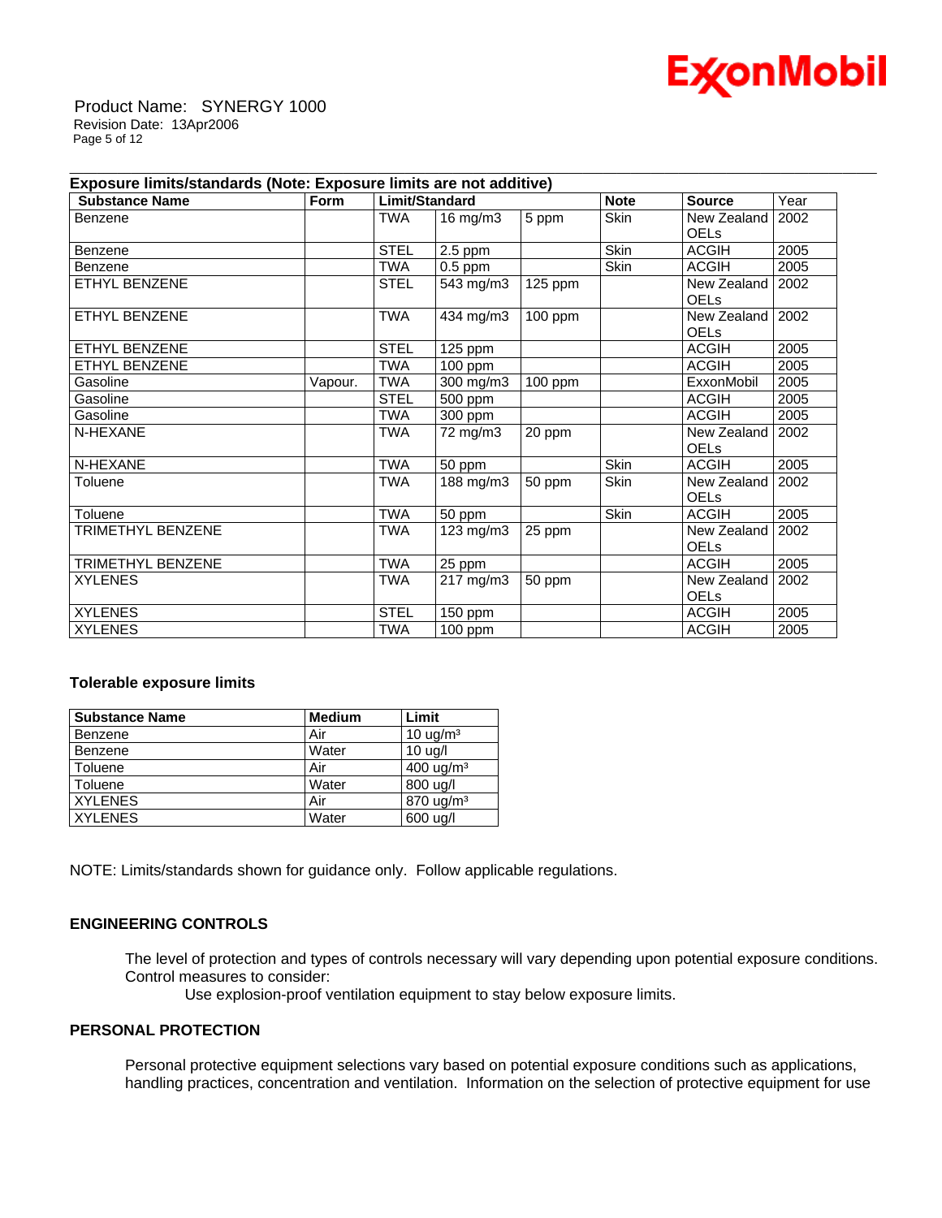**Exposure limits/standards (Note: Exposure limits are not additive)**

| Substance Name | Form | Limit/Standard | | | Note | Source | Year |
|---|---|---|---|---|---|---|---|
| Benzene | | TWA | 16 mg/m3 | 5 ppm | Skin | New Zealand OELs | 2002 |
| Benzene | | STEL | 2.5 ppm | | Skin | ACGIH | 2005 |
| Benzene | | TWA | 0.5 ppm | | Skin | ACGIH | 2005 |
| ETHYL BENZENE | | STEL | 543 mg/m3 | 125 ppm | | New Zealand OELs | 2002 |
| ETHYL BENZENE | | TWA | 434 mg/m3 | 100 ppm | | New Zealand OELs | 2002 |
| ETHYL BENZENE | | STEL | 125 ppm | | | ACGIH | 2005 |
| ETHYL BENZENE | | TWA | 100 ppm | | | ACGIH | 2005 |
| Gasoline | Vapour. | TWA | 300 mg/m3 | 100 ppm | | ExxonMobil | 2005 |
| Gasoline | | STEL | 500 ppm | | | ACGIH | 2005 |
| Gasoline | | TWA | 300 ppm | | | ACGIH | 2005 |
| N-HEXANE | | TWA | 72 mg/m3 | 20 ppm | | New Zealand OELs | 2002 |
| N-HEXANE | | TWA | 50 ppm | | Skin | ACGIH | 2005 |
| Toluene | | TWA | 188 mg/m3 | 50 ppm | Skin | New Zealand OELs | 2002 |
| Toluene | | TWA | 50 ppm | | Skin | ACGIH | 2005 |
| TRIMETHYL BENZENE | | TWA | 123 mg/m3 | 25 ppm | | New Zealand OELs | 2002 |
| TRIMETHYL BENZENE | | TWA | 25 ppm | | | ACGIH | 2005 |
| XYLENES | | TWA | 217 mg/m3 | 50 ppm | | New Zealand OELs | 2002 |
| XYLENES | | STEL | 150 ppm | | | ACGIH | 2005 |
| XYLENES | | TWA | 100 ppm | | | ACGIH | 2005 |

**Tolerable exposure limits**

| Substance Name | Medium | Limit |
|---|---|---|
| Benzene | Air | 10 ug/m³ |
| Benzene | Water | 10 ug/l |
| Toluene | Air | 400 ug/m³ |
| Toluene | Water | 800 ug/l |
| XYLENES | Air | 870 ug/m³ |
| XYLENES | Water | 600 ug/l |

NOTE: Limits/standards shown for guidance only. Follow applicable regulations.

### ENGINEERING CONTROLS

The level of protection and types of controls necessary will vary depending upon potential exposure conditions. Control measures to consider:

Use explosion-proof ventilation equipment to stay below exposure limits.

### PERSONAL PROTECTION

Personal protective equipment selections vary based on potential exposure conditions such as applications, handling practices, concentration and ventilation. Information on the selection of protective equipment for use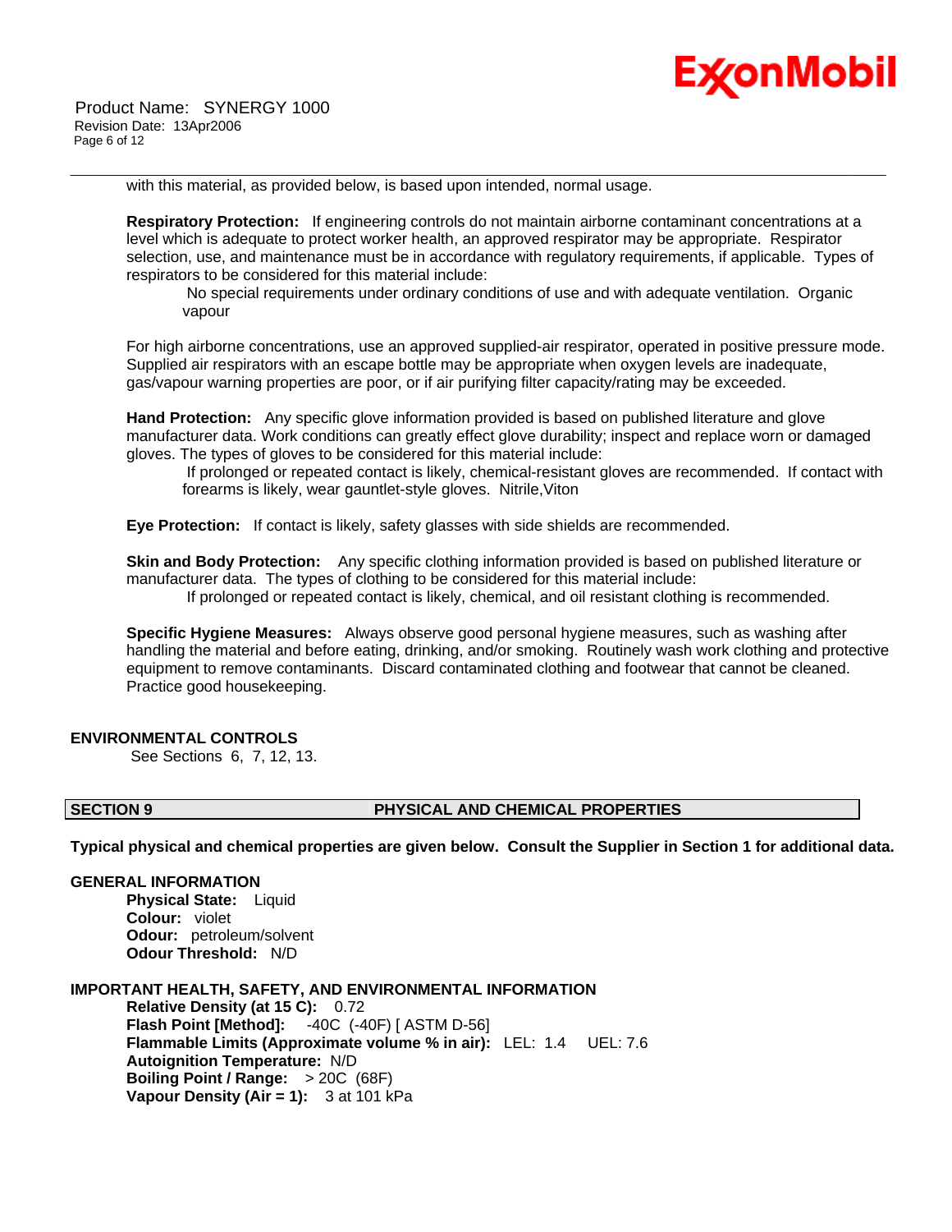with this material, as provided below, is based upon intended, normal usage.

**Respiratory Protection:** If engineering controls do not maintain airborne contaminant concentrations at a level which is adequate to protect worker health, an approved respirator may be appropriate. Respirator selection, use, and maintenance must be in accordance with regulatory requirements, if applicable. Types of respirators to be considered for this material include:

No special requirements under ordinary conditions of use and with adequate ventilation. Organic vapour

For high airborne concentrations, use an approved supplied-air respirator, operated in positive pressure mode. Supplied air respirators with an escape bottle may be appropriate when oxygen levels are inadequate, gas/vapour warning properties are poor, or if air purifying filter capacity/rating may be exceeded.

**Hand Protection:** Any specific glove information provided is based on published literature and glove manufacturer data. Work conditions can greatly effect glove durability; inspect and replace worn or damaged gloves. The types of gloves to be considered for this material include:

If prolonged or repeated contact is likely, chemical-resistant gloves are recommended. If contact with forearms is likely, wear gauntlet-style gloves. Nitrile,Viton

**Eye Protection:** If contact is likely, safety glasses with side shields are recommended.

**Skin and Body Protection:** Any specific clothing information provided is based on published literature or manufacturer data. The types of clothing to be considered for this material include:

If prolonged or repeated contact is likely, chemical, and oil resistant clothing is recommended.

**Specific Hygiene Measures:** Always observe good personal hygiene measures, such as washing after handling the material and before eating, drinking, and/or smoking. Routinely wash work clothing and protective equipment to remove contaminants. Discard contaminated clothing and footwear that cannot be cleaned. Practice good housekeeping.

### ENVIRONMENTAL CONTROLS

See Sections 6, 7, 12, 13.

## SECTION 9 PHYSICAL AND CHEMICAL PROPERTIES

**Typical physical and chemical properties are given below. Consult the Supplier in Section 1 for additional data.**

### GENERAL INFORMATION

**Physical State:** Liquid
**Colour:** violet
**Odour:** petroleum/solvent
**Odour Threshold:** N/D

### IMPORTANT HEALTH, SAFETY, AND ENVIRONMENTAL INFORMATION

**Relative Density (at 15 C):** 0.72
**Flash Point [Method]:** -40C (-40F) [ ASTM D-56]
**Flammable Limits (Approximate volume % in air):** LEL: 1.4 UEL: 7.6
**Autoignition Temperature:** N/D
**Boiling Point / Range:** > 20C (68F)
**Vapour Density (Air = 1):** 3 at 101 kPa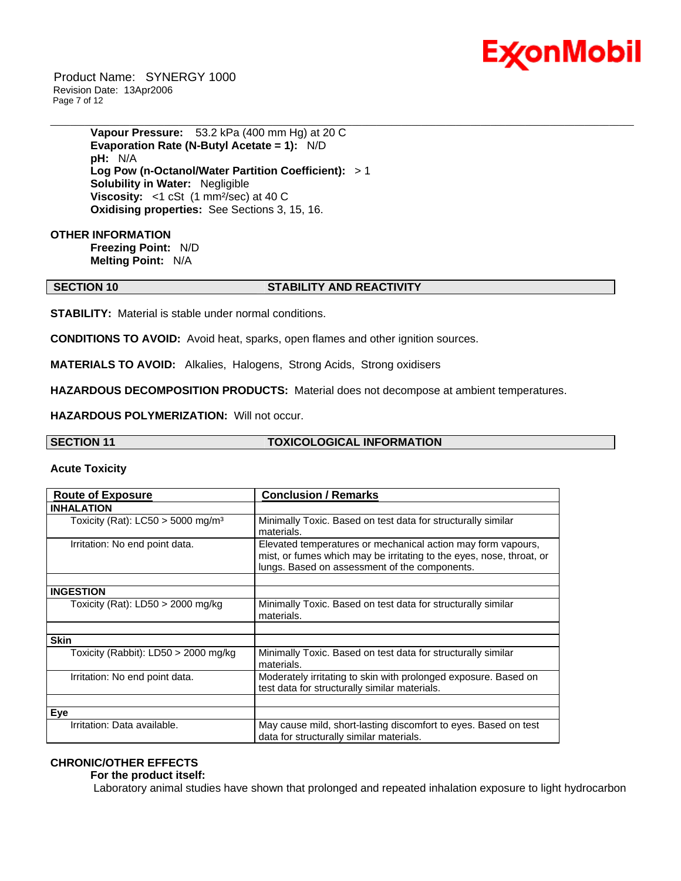**Vapour Pressure:** 53.2 kPa (400 mm Hg) at 20 C
**Evaporation Rate (N-Butyl Acetate = 1):** N/D
**pH:** N/A
**Log Pow (n-Octanol/Water Partition Coefficient):** > 1
**Solubility in Water:** Negligible
**Viscosity:** <1 cSt (1 mm²/sec) at 40 C
**Oxidising properties:** See Sections 3, 15, 16.

**OTHER INFORMATION**
**Freezing Point:** N/D
**Melting Point:** N/A

## SECTION 10 STABILITY AND REACTIVITY

**STABILITY:** Material is stable under normal conditions.

**CONDITIONS TO AVOID:** Avoid heat, sparks, open flames and other ignition sources.

**MATERIALS TO AVOID:** Alkalies, Halogens, Strong Acids, Strong oxidisers

**HAZARDOUS DECOMPOSITION PRODUCTS:** Material does not decompose at ambient temperatures.

**HAZARDOUS POLYMERIZATION:** Will not occur.

## SECTION 11 TOXICOLOGICAL INFORMATION

**Acute Toxicity**

| Route of Exposure | Conclusion / Remarks |
|---|---|
| **INHALATION** | |
| Toxicity (Rat): LC50 > 5000 mg/m³ | Minimally Toxic. Based on test data for structurally similar materials. |
| Irritation: No end point data. | Elevated temperatures or mechanical action may form vapours, mist, or fumes which may be irritating to the eyes, nose, throat, or lungs. Based on assessment of the components. |
| | |
| **INGESTION** | |
| Toxicity (Rat): LD50 > 2000 mg/kg | Minimally Toxic. Based on test data for structurally similar materials. |
| | |
| **Skin** | |
| Toxicity (Rabbit): LD50 > 2000 mg/kg | Minimally Toxic. Based on test data for structurally similar materials. |
| Irritation: No end point data. | Moderately irritating to skin with prolonged exposure. Based on test data for structurally similar materials. |
| | |
| **Eye** | |
| Irritation: Data available. | May cause mild, short-lasting discomfort to eyes. Based on test data for structurally similar materials. |

**CHRONIC/OTHER EFFECTS**
**For the product itself:**
Laboratory animal studies have shown that prolonged and repeated inhalation exposure to light hydrocarbon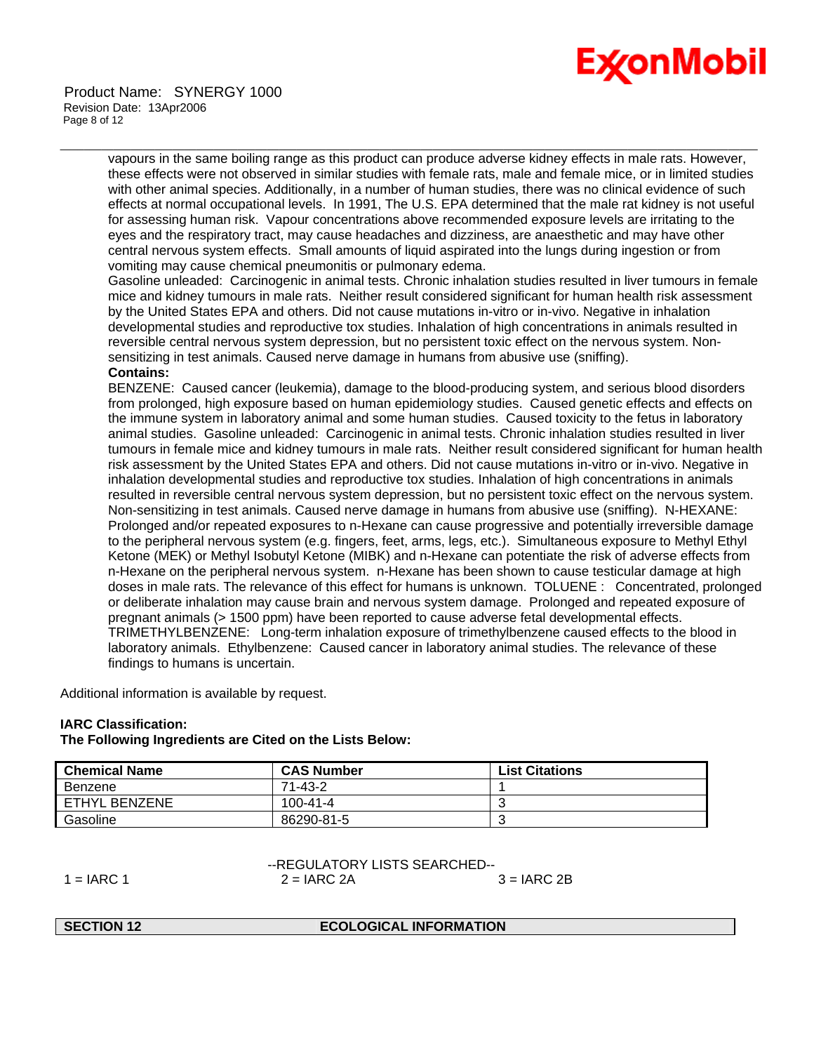vapours in the same boiling range as this product can produce adverse kidney effects in male rats. However, these effects were not observed in similar studies with female rats, male and female mice, or in limited studies with other animal species. Additionally, in a number of human studies, there was no clinical evidence of such effects at normal occupational levels. In 1991, The U.S. EPA determined that the male rat kidney is not useful for assessing human risk. Vapour concentrations above recommended exposure levels are irritating to the eyes and the respiratory tract, may cause headaches and dizziness, are anaesthetic and may have other central nervous system effects. Small amounts of liquid aspirated into the lungs during ingestion or from vomiting may cause chemical pneumonitis or pulmonary edema.
Gasoline unleaded: Carcinogenic in animal tests. Chronic inhalation studies resulted in liver tumours in female mice and kidney tumours in male rats. Neither result considered significant for human health risk assessment by the United States EPA and others. Did not cause mutations in-vitro or in-vivo. Negative in inhalation developmental studies and reproductive tox studies. Inhalation of high concentrations in animals resulted in reversible central nervous system depression, but no persistent toxic effect on the nervous system. Non-sensitizing in test animals. Caused nerve damage in humans from abusive use (sniffing).

**Contains:**

BENZENE: Caused cancer (leukemia), damage to the blood-producing system, and serious blood disorders from prolonged, high exposure based on human epidemiology studies. Caused genetic effects and effects on the immune system in laboratory animal and some human studies. Caused toxicity to the fetus in laboratory animal studies. Gasoline unleaded: Carcinogenic in animal tests. Chronic inhalation studies resulted in liver tumours in female mice and kidney tumours in male rats. Neither result considered significant for human health risk assessment by the United States EPA and others. Did not cause mutations in-vitro or in-vivo. Negative in inhalation developmental studies and reproductive tox studies. Inhalation of high concentrations in animals resulted in reversible central nervous system depression, but no persistent toxic effect on the nervous system. Non-sensitizing in test animals. Caused nerve damage in humans from abusive use (sniffing). N-HEXANE: Prolonged and/or repeated exposures to n-Hexane can cause progressive and potentially irreversible damage to the peripheral nervous system (e.g. fingers, feet, arms, legs, etc.). Simultaneous exposure to Methyl Ethyl Ketone (MEK) or Methyl Isobutyl Ketone (MIBK) and n-Hexane can potentiate the risk of adverse effects from n-Hexane on the peripheral nervous system. n-Hexane has been shown to cause testicular damage at high doses in male rats. The relevance of this effect for humans is unknown. TOLUENE : Concentrated, prolonged or deliberate inhalation may cause brain and nervous system damage. Prolonged and repeated exposure of pregnant animals (> 1500 ppm) have been reported to cause adverse fetal developmental effects. TRIMETHYLBENZENE: Long-term inhalation exposure of trimethylbenzene caused effects to the blood in laboratory animals. Ethylbenzene: Caused cancer in laboratory animal studies. The relevance of these findings to humans is uncertain.

Additional information is available by request.

**IARC Classification:**
**The Following Ingredients are Cited on the Lists Below:**

| Chemical Name | CAS Number | List Citations |
|---|---|---|
| Benzene | 71-43-2 | 1 |
| ETHYL BENZENE | 100-41-4 | 3 |
| Gasoline | 86290-81-5 | 3 |

--REGULATORY LISTS SEARCHED--

1 = IARC 1 2 = IARC 2A 3 = IARC 2B

## SECTION 12 ECOLOGICAL INFORMATION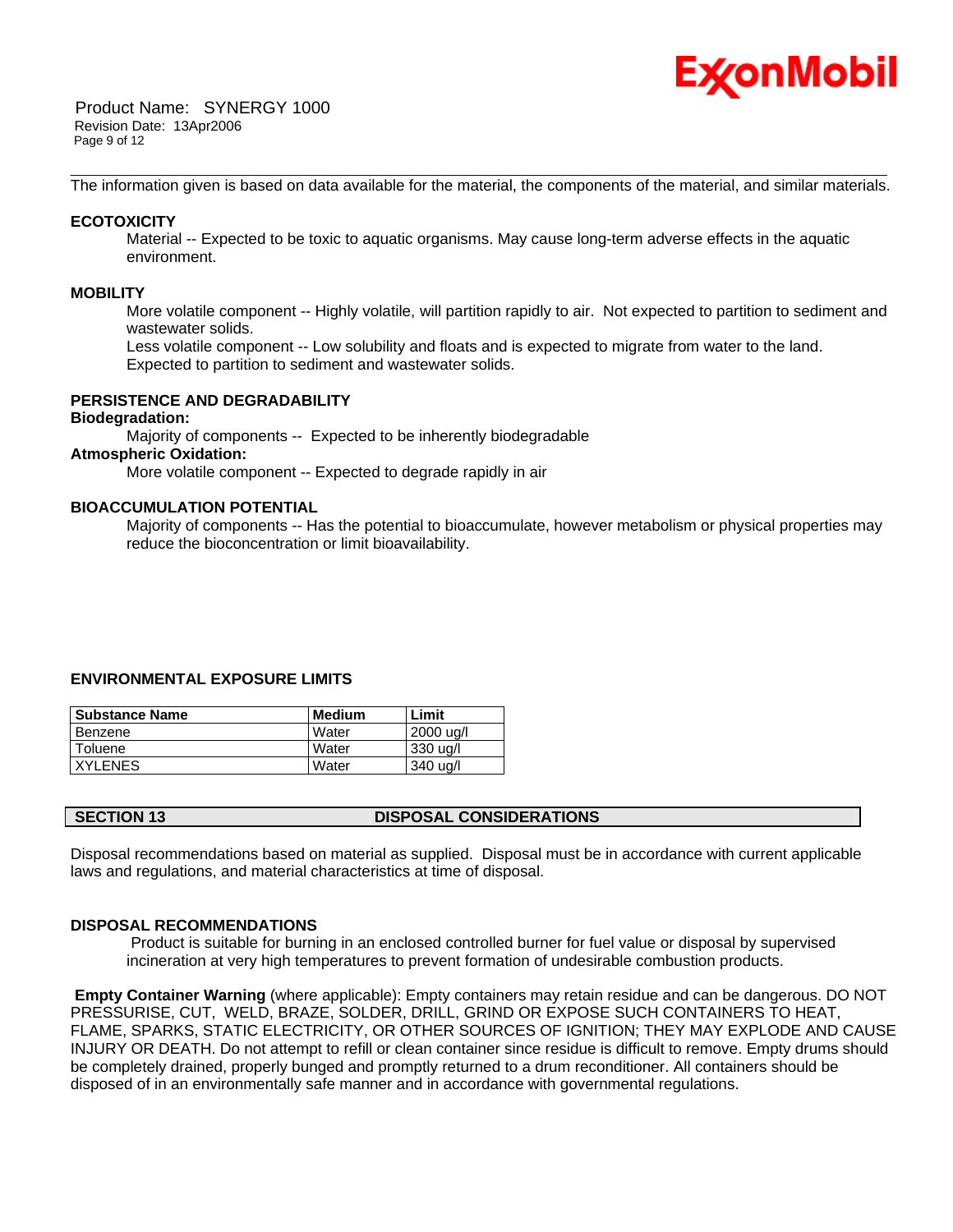The information given is based on data available for the material, the components of the material, and similar materials.

### ECOTOXICITY

Material -- Expected to be toxic to aquatic organisms. May cause long-term adverse effects in the aquatic environment.

### MOBILITY

More volatile component -- Highly volatile, will partition rapidly to air. Not expected to partition to sediment and wastewater solids.
Less volatile component -- Low solubility and floats and is expected to migrate from water to the land. Expected to partition to sediment and wastewater solids.

### PERSISTENCE AND DEGRADABILITY

**Biodegradation:**

Majority of components -- Expected to be inherently biodegradable

**Atmospheric Oxidation:**

More volatile component -- Expected to degrade rapidly in air

### BIOACCUMULATION POTENTIAL

Majority of components -- Has the potential to bioaccumulate, however metabolism or physical properties may reduce the bioconcentration or limit bioavailability.

### ENVIRONMENTAL EXPOSURE LIMITS

| Substance Name | Medium | Limit |
|---|---|---|
| Benzene | Water | 2000 ug/l |
| Toluene | Water | 330 ug/l |
| XYLENES | Water | 340 ug/l |

## SECTION 13 DISPOSAL CONSIDERATIONS

Disposal recommendations based on material as supplied. Disposal must be in accordance with current applicable laws and regulations, and material characteristics at time of disposal.

### DISPOSAL RECOMMENDATIONS

Product is suitable for burning in an enclosed controlled burner for fuel value or disposal by supervised incineration at very high temperatures to prevent formation of undesirable combustion products.

**Empty Container Warning** (where applicable): Empty containers may retain residue and can be dangerous. DO NOT PRESSURISE, CUT, WELD, BRAZE, SOLDER, DRILL, GRIND OR EXPOSE SUCH CONTAINERS TO HEAT, FLAME, SPARKS, STATIC ELECTRICITY, OR OTHER SOURCES OF IGNITION; THEY MAY EXPLODE AND CAUSE INJURY OR DEATH. Do not attempt to refill or clean container since residue is difficult to remove. Empty drums should be completely drained, properly bunged and promptly returned to a drum reconditioner. All containers should be disposed of in an environmentally safe manner and in accordance with governmental regulations.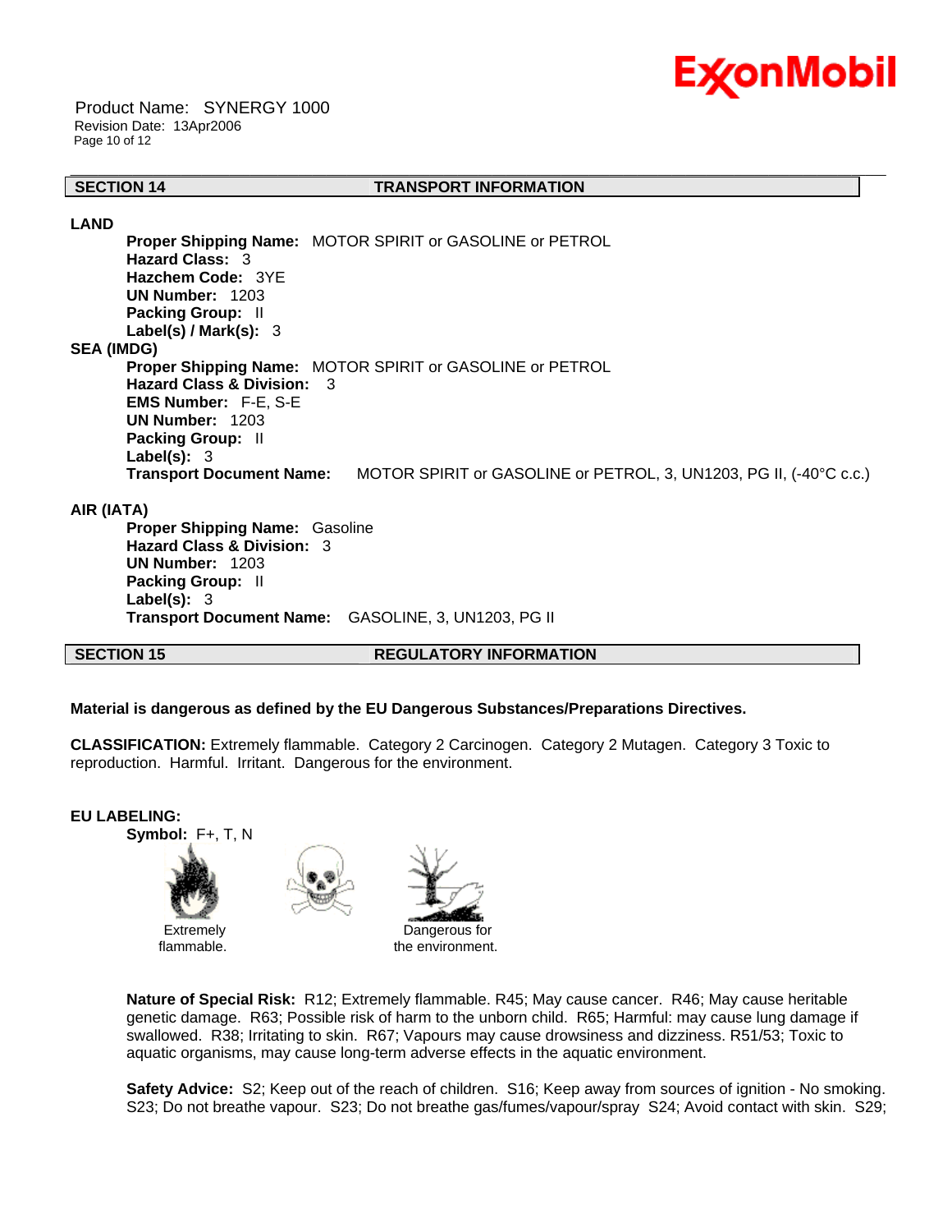## SECTION 14 TRANSPORT INFORMATION

**LAND**

**Proper Shipping Name:** MOTOR SPIRIT or GASOLINE or PETROL
**Hazard Class:** 3
**Hazchem Code:** 3YE
**UN Number:** 1203
**Packing Group:** II
**Label(s) / Mark(s):** 3

**SEA (IMDG)**

**Proper Shipping Name:** MOTOR SPIRIT or GASOLINE or PETROL
**Hazard Class & Division:** 3
**EMS Number:** F-E, S-E
**UN Number:** 1203
**Packing Group:** II
**Label(s):** 3
**Transport Document Name:** MOTOR SPIRIT or GASOLINE or PETROL, 3, UN1203, PG II, (-40°C c.c.)

**AIR (IATA)**

**Proper Shipping Name:** Gasoline
**Hazard Class & Division:** 3
**UN Number:** 1203
**Packing Group:** II
**Label(s):** 3
**Transport Document Name:** GASOLINE, 3, UN1203, PG II

## SECTION 15 REGULATORY INFORMATION

**Material is dangerous as defined by the EU Dangerous Substances/Preparations Directives.**

**CLASSIFICATION:** Extremely flammable. Category 2 Carcinogen. Category 2 Mutagen. Category 3 Toxic to reproduction. Harmful. Irritant. Dangerous for the environment.

**EU LABELING:**

**Symbol:** F+, T, N

Extremely flammable.

Dangerous for the environment.

**Nature of Special Risk:** R12; Extremely flammable. R45; May cause cancer. R46; May cause heritable genetic damage. R63; Possible risk of harm to the unborn child. R65; Harmful: may cause lung damage if swallowed. R38; Irritating to skin. R67; Vapours may cause drowsiness and dizziness. R51/53; Toxic to aquatic organisms, may cause long-term adverse effects in the aquatic environment.

**Safety Advice:** S2; Keep out of the reach of children. S16; Keep away from sources of ignition - No smoking. S23; Do not breathe vapour. S23; Do not breathe gas/fumes/vapour/spray S24; Avoid contact with skin. S29;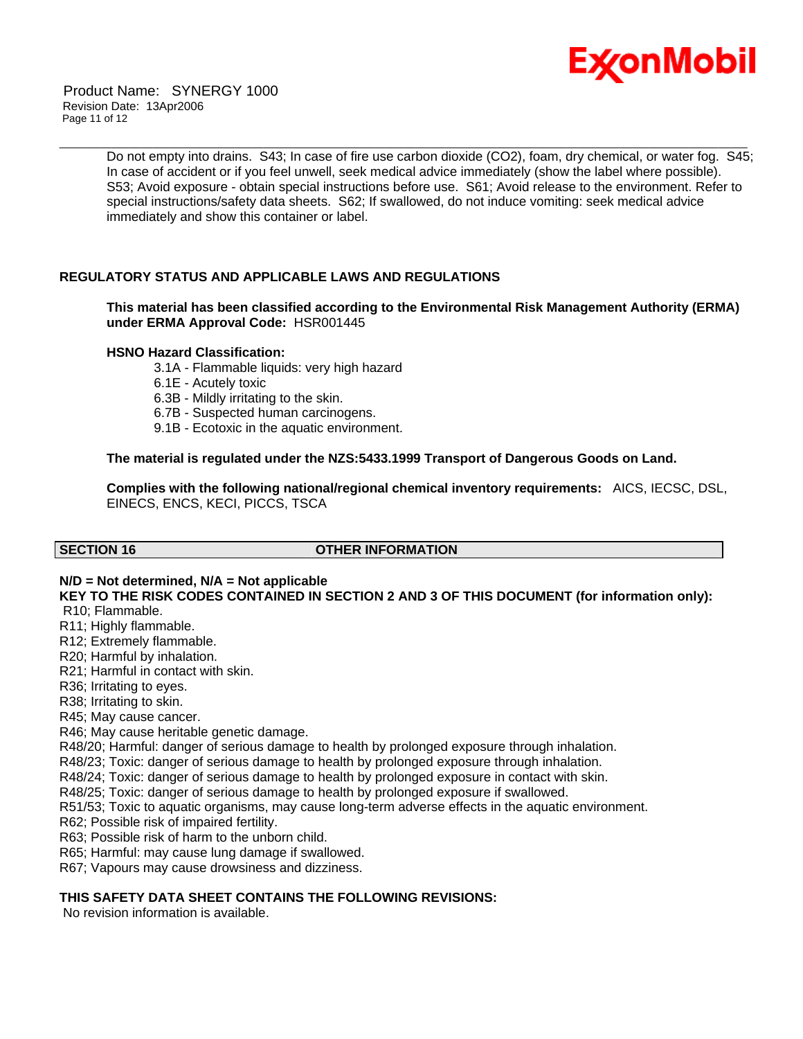Do not empty into drains. S43; In case of fire use carbon dioxide ($CO_2$), foam, dry chemical, or water fog. S45; In case of accident or if you feel unwell, seek medical advice immediately (show the label where possible). S53; Avoid exposure - obtain special instructions before use. S61; Avoid release to the environment. Refer to special instructions/safety data sheets. S62; If swallowed, do not induce vomiting: seek medical advice immediately and show this container or label.

**REGULATORY STATUS AND APPLICABLE LAWS AND REGULATIONS**

**This material has been classified according to the Environmental Risk Management Authority (ERMA) under ERMA Approval Code:** HSR001445

**HSNO Hazard Classification:**

3.1A - Flammable liquids: very high hazard
6.1E - Acutely toxic
6.3B - Mildly irritating to the skin.
6.7B - Suspected human carcinogens.
9.1B - Ecotoxic in the aquatic environment.

**The material is regulated under the NZS:5433.1999 Transport of Dangerous Goods on Land.**

**Complies with the following national/regional chemical inventory requirements:** AICS, IECSC, DSL, EINECS, ENCS, KECI, PICCS, TSCA

## SECTION 16 OTHER INFORMATION

**N/D = Not determined, N/A = Not applicable**

**KEY TO THE RISK CODES CONTAINED IN SECTION 2 AND 3 OF THIS DOCUMENT (for information only):**

R10; Flammable.
R11; Highly flammable.
R12; Extremely flammable.
R20; Harmful by inhalation.
R21; Harmful in contact with skin.
R36; Irritating to eyes.
R38; Irritating to skin.
R45; May cause cancer.
R46; May cause heritable genetic damage.
R48/20; Harmful: danger of serious damage to health by prolonged exposure through inhalation.
R48/23; Toxic: danger of serious damage to health by prolonged exposure through inhalation.
R48/24; Toxic: danger of serious damage to health by prolonged exposure in contact with skin.
R48/25; Toxic: danger of serious damage to health by prolonged exposure if swallowed.
R51/53; Toxic to aquatic organisms, may cause long-term adverse effects in the aquatic environment.
R62; Possible risk of impaired fertility.
R63; Possible risk of harm to the unborn child.
R65; Harmful: may cause lung damage if swallowed.
R67; Vapours may cause drowsiness and dizziness.

**THIS SAFETY DATA SHEET CONTAINS THE FOLLOWING REVISIONS:**

No revision information is available.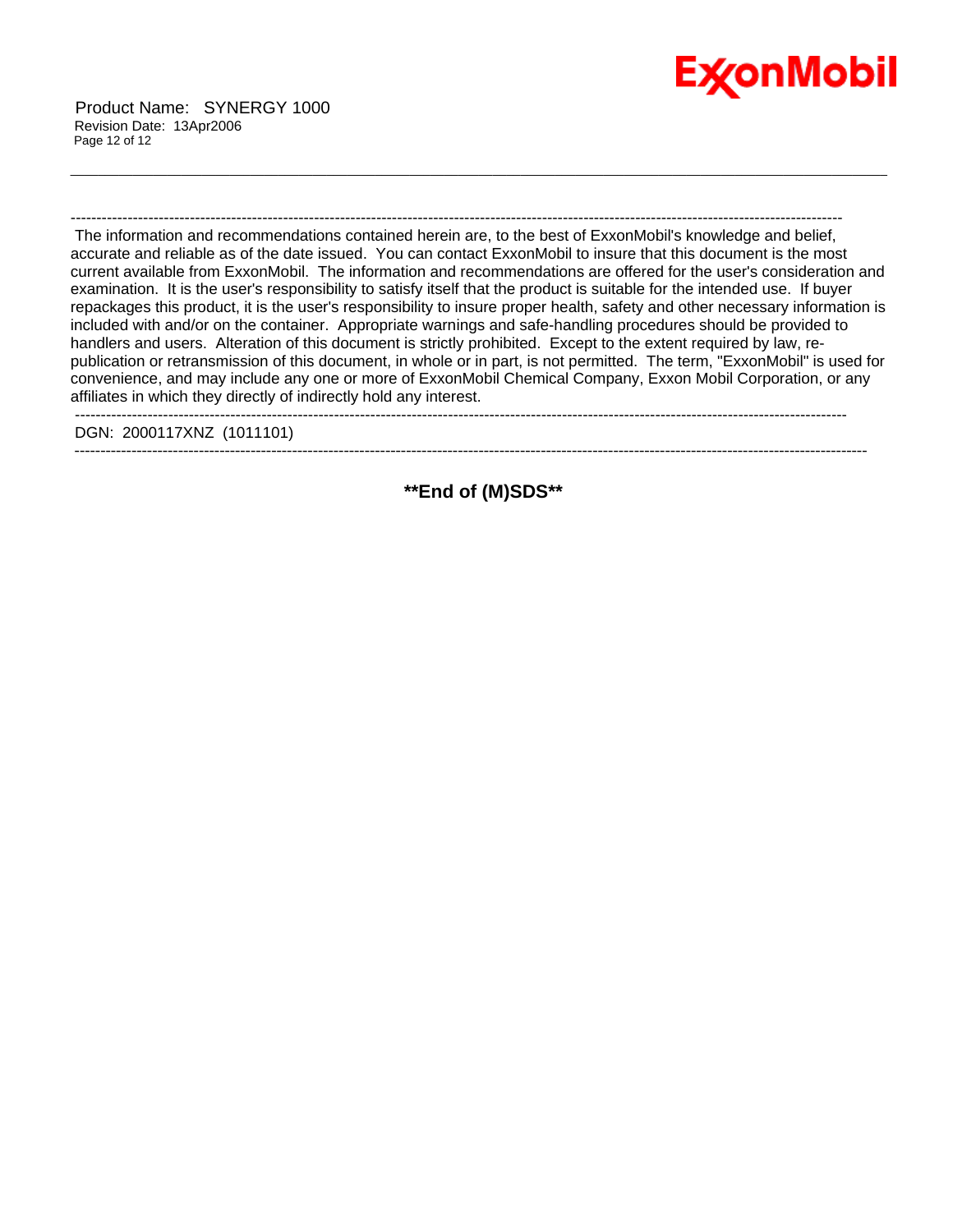---

The information and recommendations contained herein are, to the best of ExxonMobil's knowledge and belief, accurate and reliable as of the date issued. You can contact ExxonMobil to insure that this document is the most current available from ExxonMobil. The information and recommendations are offered for the user's consideration and examination. It is the user's responsibility to satisfy itself that the product is suitable for the intended use. If buyer repackages this product, it is the user's responsibility to insure proper health, safety and other necessary information is included with and/or on the container. Appropriate warnings and safe-handling procedures should be provided to handlers and users. Alteration of this document is strictly prohibited. Except to the extent required by law, re-publication or retransmission of this document, in whole or in part, is not permitted. The term, "ExxonMobil" is used for convenience, and may include any one or more of ExxonMobil Chemical Company, Exxon Mobil Corporation, or any affiliates in which they directly of indirectly hold any interest.

---

DGN: 2000117XNZ (1011101)

---

**\*\*End of (M)SDS\*\***